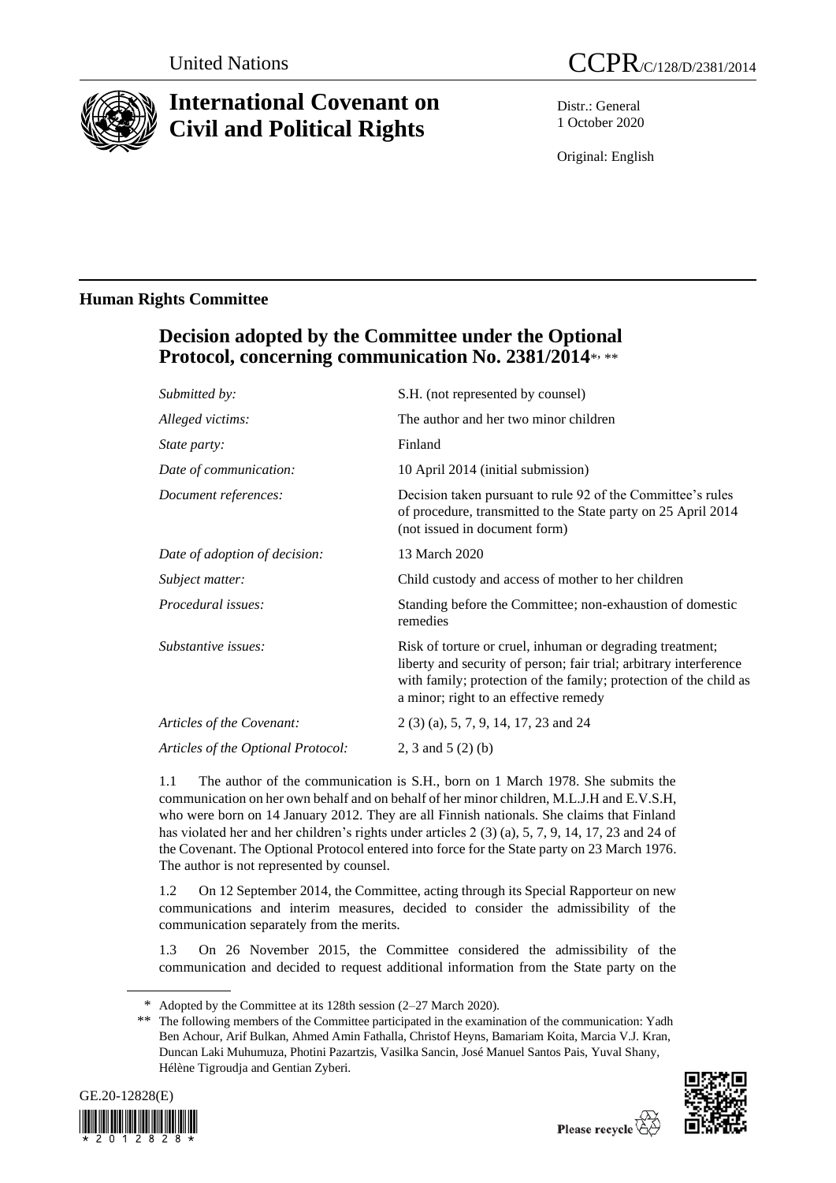United Nations

CCPR/C/128/D/2381/2014

# International Covenant on Civil and Political Rights

Distr.: General
1 October 2020

Original: English

## Human Rights Committee

### Decision adopted by the Committee under the Optional Protocol, concerning communication No. 2381/2014*, **

| | |
|---|---|
| *Submitted by:* | S.H. (not represented by counsel) |
| *Alleged victims:* | The author and her two minor children |
| *State party:* | Finland |
| *Date of communication:* | 10 April 2014 (initial submission) |
| *Document references:* | Decision taken pursuant to rule 92 of the Committee's rules of procedure, transmitted to the State party on 25 April 2014 (not issued in document form) |
| *Date of adoption of decision:* | 13 March 2020 |
| *Subject matter:* | Child custody and access of mother to her children |
| *Procedural issues:* | Standing before the Committee; non-exhaustion of domestic remedies |
| *Substantive issues:* | Risk of torture or cruel, inhuman or degrading treatment; liberty and security of person; fair trial; arbitrary interference with family; protection of the family; protection of the child as a minor; right to an effective remedy |
| *Articles of the Covenant:* | 2 (3) (a), 5, 7, 9, 14, 17, 23 and 24 |
| *Articles of the Optional Protocol:* | 2, 3 and 5 (2) (b) |

1.1 The author of the communication is S.H., born on 1 March 1978. She submits the communication on her own behalf and on behalf of her minor children, M.L.J.H and E.V.S.H, who were born on 14 January 2012. They are all Finnish nationals. She claims that Finland has violated her and her children's rights under articles 2 (3) (a), 5, 7, 9, 14, 17, 23 and 24 of the Covenant. The Optional Protocol entered into force for the State party on 23 March 1976. The author is not represented by counsel.

1.2 On 12 September 2014, the Committee, acting through its Special Rapporteur on new communications and interim measures, decided to consider the admissibility of the communication separately from the merits.

1.3 On 26 November 2015, the Committee considered the admissibility of the communication and decided to request additional information from the State party on the

\* Adopted by the Committee at its 128th session (2–27 March 2020).

\*\* The following members of the Committee participated in the examination of the communication: Yadh Ben Achour, Arif Bulkan, Ahmed Amin Fathalla, Christof Heyns, Bamariam Koita, Marcia V.J. Kran, Duncan Laki Muhumuza, Photini Pazartzis, Vasilka Sancin, José Manuel Santos Pais, Yuval Shany, Hélène Tigroudja and Gentian Zyberi.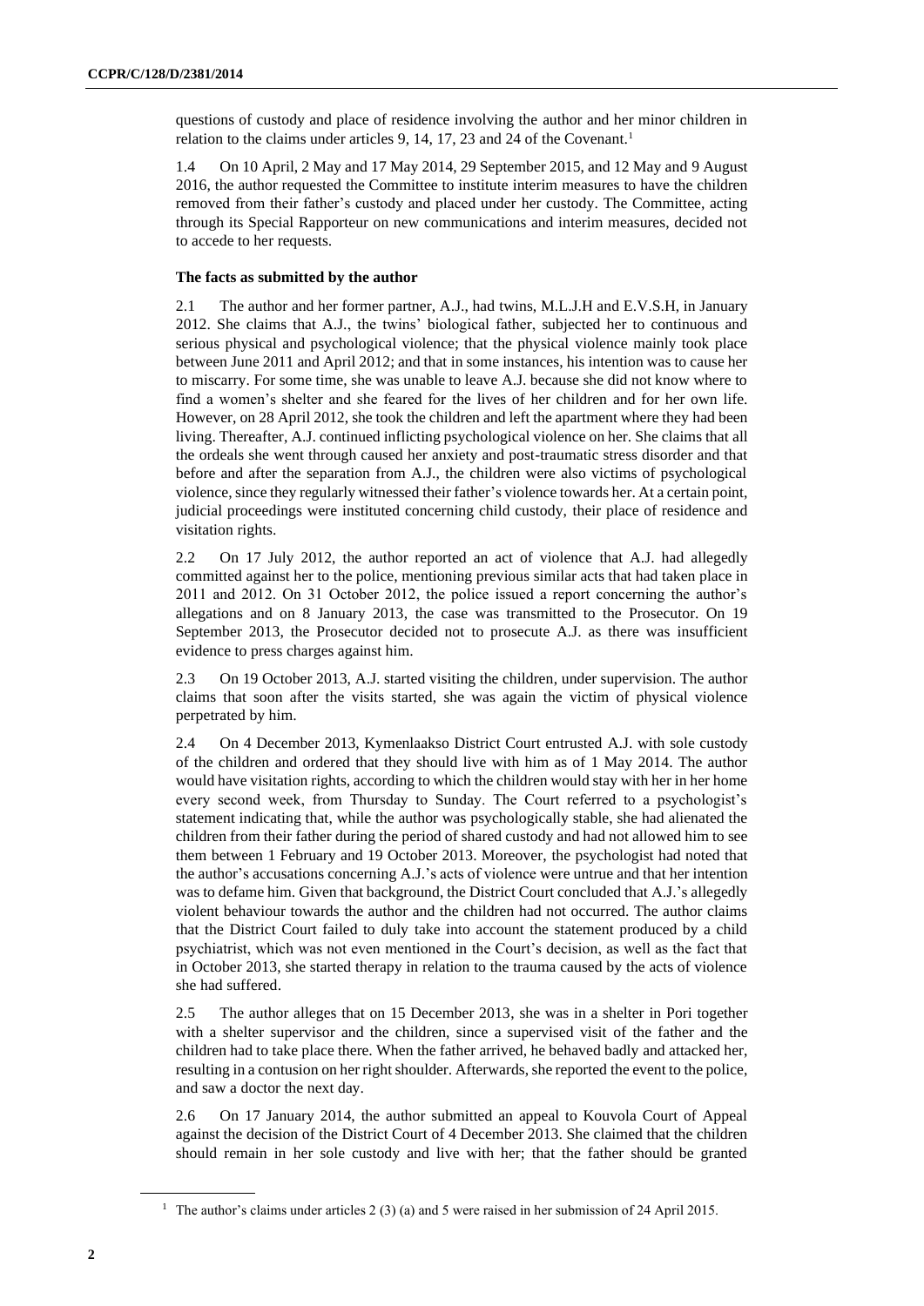questions of custody and place of residence involving the author and her minor children in relation to the claims under articles 9, 14, 17, 23 and 24 of the Covenant.[1]

1.4 On 10 April, 2 May and 17 May 2014, 29 September 2015, and 12 May and 9 August 2016, the author requested the Committee to institute interim measures to have the children removed from their father's custody and placed under her custody. The Committee, acting through its Special Rapporteur on new communications and interim measures, decided not to accede to her requests.

**The facts as submitted by the author**

2.1 The author and her former partner, A.J., had twins, M.L.J.H and E.V.S.H, in January 2012. She claims that A.J., the twins' biological father, subjected her to continuous and serious physical and psychological violence; that the physical violence mainly took place between June 2011 and April 2012; and that in some instances, his intention was to cause her to miscarry. For some time, she was unable to leave A.J. because she did not know where to find a women's shelter and she feared for the lives of her children and for her own life. However, on 28 April 2012, she took the children and left the apartment where they had been living. Thereafter, A.J. continued inflicting psychological violence on her. She claims that all the ordeals she went through caused her anxiety and post-traumatic stress disorder and that before and after the separation from A.J., the children were also victims of psychological violence, since they regularly witnessed their father's violence towards her. At a certain point, judicial proceedings were instituted concerning child custody, their place of residence and visitation rights.

2.2 On 17 July 2012, the author reported an act of violence that A.J. had allegedly committed against her to the police, mentioning previous similar acts that had taken place in 2011 and 2012. On 31 October 2012, the police issued a report concerning the author's allegations and on 8 January 2013, the case was transmitted to the Prosecutor. On 19 September 2013, the Prosecutor decided not to prosecute A.J. as there was insufficient evidence to press charges against him.

2.3 On 19 October 2013, A.J. started visiting the children, under supervision. The author claims that soon after the visits started, she was again the victim of physical violence perpetrated by him.

2.4 On 4 December 2013, Kymenlaakso District Court entrusted A.J. with sole custody of the children and ordered that they should live with him as of 1 May 2014. The author would have visitation rights, according to which the children would stay with her in her home every second week, from Thursday to Sunday. The Court referred to a psychologist's statement indicating that, while the author was psychologically stable, she had alienated the children from their father during the period of shared custody and had not allowed him to see them between 1 February and 19 October 2013. Moreover, the psychologist had noted that the author's accusations concerning A.J.'s acts of violence were untrue and that her intention was to defame him. Given that background, the District Court concluded that A.J.'s allegedly violent behaviour towards the author and the children had not occurred. The author claims that the District Court failed to duly take into account the statement produced by a child psychiatrist, which was not even mentioned in the Court's decision, as well as the fact that in October 2013, she started therapy in relation to the trauma caused by the acts of violence she had suffered.

2.5 The author alleges that on 15 December 2013, she was in a shelter in Pori together with a shelter supervisor and the children, since a supervised visit of the father and the children had to take place there. When the father arrived, he behaved badly and attacked her, resulting in a contusion on her right shoulder. Afterwards, she reported the event to the police, and saw a doctor the next day.

2.6 On 17 January 2014, the author submitted an appeal to Kouvola Court of Appeal against the decision of the District Court of 4 December 2013. She claimed that the children should remain in her sole custody and live with her; that the father should be granted

[1] The author's claims under articles 2 (3) (a) and 5 were raised in her submission of 24 April 2015.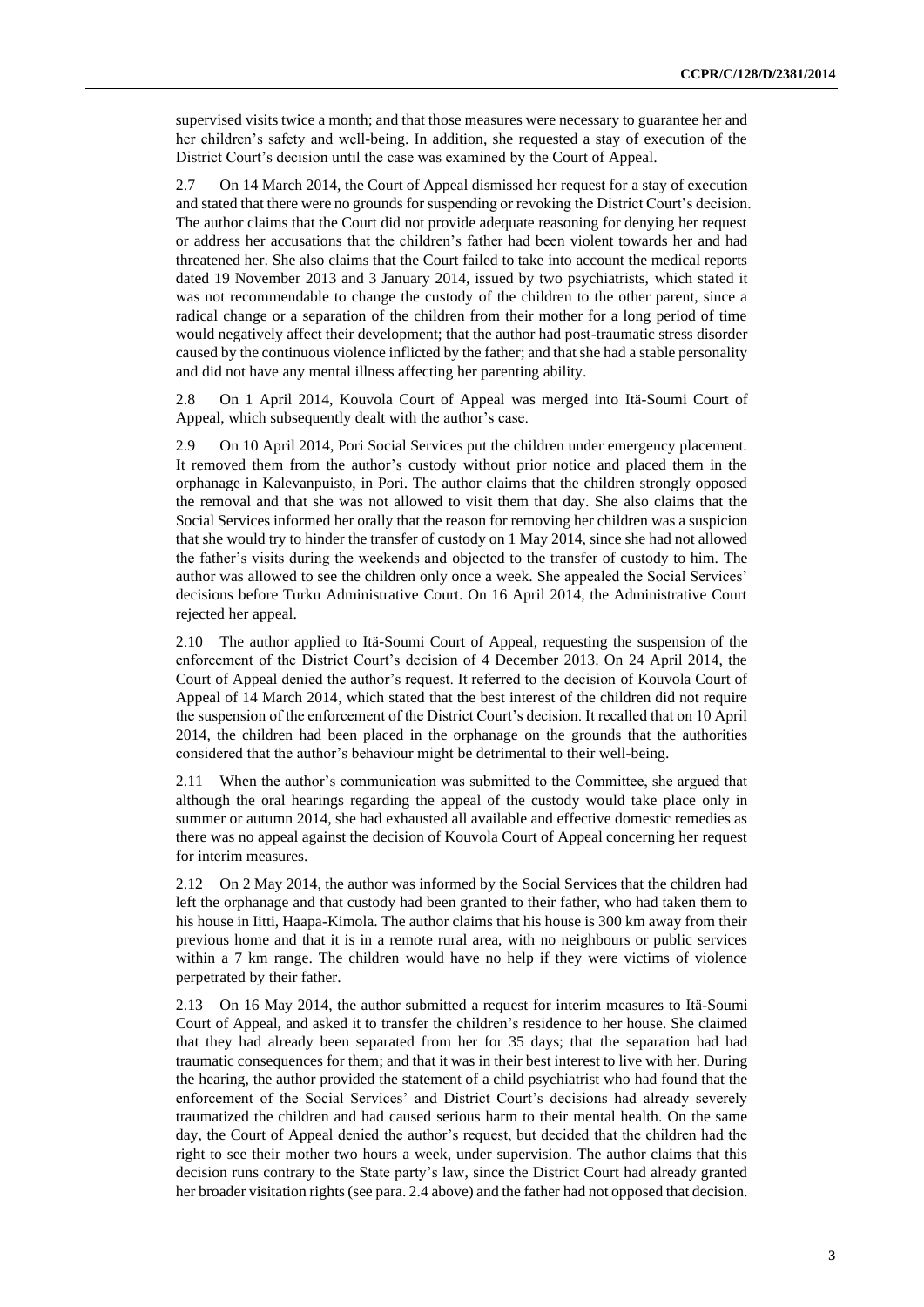supervised visits twice a month; and that those measures were necessary to guarantee her and her children's safety and well-being. In addition, she requested a stay of execution of the District Court's decision until the case was examined by the Court of Appeal.

2.7 On 14 March 2014, the Court of Appeal dismissed her request for a stay of execution and stated that there were no grounds for suspending or revoking the District Court's decision. The author claims that the Court did not provide adequate reasoning for denying her request or address her accusations that the children's father had been violent towards her and had threatened her. She also claims that the Court failed to take into account the medical reports dated 19 November 2013 and 3 January 2014, issued by two psychiatrists, which stated it was not recommendable to change the custody of the children to the other parent, since a radical change or a separation of the children from their mother for a long period of time would negatively affect their development; that the author had post-traumatic stress disorder caused by the continuous violence inflicted by the father; and that she had a stable personality and did not have any mental illness affecting her parenting ability.

2.8 On 1 April 2014, Kouvola Court of Appeal was merged into Itä-Soumi Court of Appeal, which subsequently dealt with the author's case.

2.9 On 10 April 2014, Pori Social Services put the children under emergency placement. It removed them from the author's custody without prior notice and placed them in the orphanage in Kalevanpuisto, in Pori. The author claims that the children strongly opposed the removal and that she was not allowed to visit them that day. She also claims that the Social Services informed her orally that the reason for removing her children was a suspicion that she would try to hinder the transfer of custody on 1 May 2014, since she had not allowed the father's visits during the weekends and objected to the transfer of custody to him. The author was allowed to see the children only once a week. She appealed the Social Services' decisions before Turku Administrative Court. On 16 April 2014, the Administrative Court rejected her appeal.

2.10 The author applied to Itä-Soumi Court of Appeal, requesting the suspension of the enforcement of the District Court's decision of 4 December 2013. On 24 April 2014, the Court of Appeal denied the author's request. It referred to the decision of Kouvola Court of Appeal of 14 March 2014, which stated that the best interest of the children did not require the suspension of the enforcement of the District Court's decision. It recalled that on 10 April 2014, the children had been placed in the orphanage on the grounds that the authorities considered that the author's behaviour might be detrimental to their well-being.

2.11 When the author's communication was submitted to the Committee, she argued that although the oral hearings regarding the appeal of the custody would take place only in summer or autumn 2014, she had exhausted all available and effective domestic remedies as there was no appeal against the decision of Kouvola Court of Appeal concerning her request for interim measures.

2.12 On 2 May 2014, the author was informed by the Social Services that the children had left the orphanage and that custody had been granted to their father, who had taken them to his house in Iitti, Haapa-Kimola. The author claims that his house is 300 km away from their previous home and that it is in a remote rural area, with no neighbours or public services within a 7 km range. The children would have no help if they were victims of violence perpetrated by their father.

2.13 On 16 May 2014, the author submitted a request for interim measures to Itä-Soumi Court of Appeal, and asked it to transfer the children's residence to her house. She claimed that they had already been separated from her for 35 days; that the separation had had traumatic consequences for them; and that it was in their best interest to live with her. During the hearing, the author provided the statement of a child psychiatrist who had found that the enforcement of the Social Services' and District Court's decisions had already severely traumatized the children and had caused serious harm to their mental health. On the same day, the Court of Appeal denied the author's request, but decided that the children had the right to see their mother two hours a week, under supervision. The author claims that this decision runs contrary to the State party's law, since the District Court had already granted her broader visitation rights (see para. 2.4 above) and the father had not opposed that decision.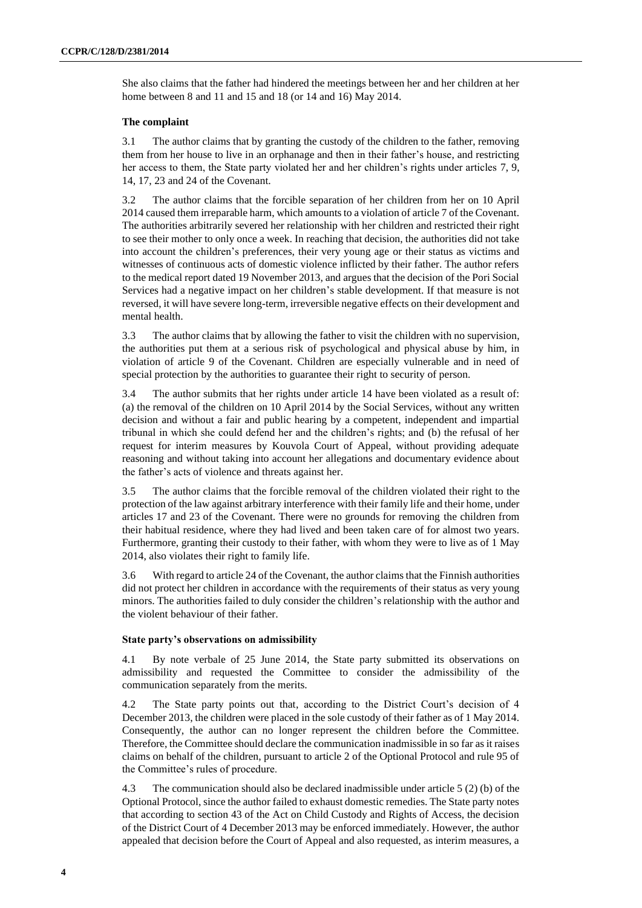She also claims that the father had hindered the meetings between her and her children at her home between 8 and 11 and 15 and 18 (or 14 and 16) May 2014.

### The complaint

3.1 The author claims that by granting the custody of the children to the father, removing them from her house to live in an orphanage and then in their father's house, and restricting her access to them, the State party violated her and her children's rights under articles 7, 9, 14, 17, 23 and 24 of the Covenant.

3.2 The author claims that the forcible separation of her children from her on 10 April 2014 caused them irreparable harm, which amounts to a violation of article 7 of the Covenant. The authorities arbitrarily severed her relationship with her children and restricted their right to see their mother to only once a week. In reaching that decision, the authorities did not take into account the children's preferences, their very young age or their status as victims and witnesses of continuous acts of domestic violence inflicted by their father. The author refers to the medical report dated 19 November 2013, and argues that the decision of the Pori Social Services had a negative impact on her children's stable development. If that measure is not reversed, it will have severe long-term, irreversible negative effects on their development and mental health.

3.3 The author claims that by allowing the father to visit the children with no supervision, the authorities put them at a serious risk of psychological and physical abuse by him, in violation of article 9 of the Covenant. Children are especially vulnerable and in need of special protection by the authorities to guarantee their right to security of person.

3.4 The author submits that her rights under article 14 have been violated as a result of: (a) the removal of the children on 10 April 2014 by the Social Services, without any written decision and without a fair and public hearing by a competent, independent and impartial tribunal in which she could defend her and the children's rights; and (b) the refusal of her request for interim measures by Kouvola Court of Appeal, without providing adequate reasoning and without taking into account her allegations and documentary evidence about the father's acts of violence and threats against her.

3.5 The author claims that the forcible removal of the children violated their right to the protection of the law against arbitrary interference with their family life and their home, under articles 17 and 23 of the Covenant. There were no grounds for removing the children from their habitual residence, where they had lived and been taken care of for almost two years. Furthermore, granting their custody to their father, with whom they were to live as of 1 May 2014, also violates their right to family life.

3.6 With regard to article 24 of the Covenant, the author claims that the Finnish authorities did not protect her children in accordance with the requirements of their status as very young minors. The authorities failed to duly consider the children's relationship with the author and the violent behaviour of their father.

### State party's observations on admissibility

4.1 By note verbale of 25 June 2014, the State party submitted its observations on admissibility and requested the Committee to consider the admissibility of the communication separately from the merits.

4.2 The State party points out that, according to the District Court's decision of 4 December 2013, the children were placed in the sole custody of their father as of 1 May 2014. Consequently, the author can no longer represent the children before the Committee. Therefore, the Committee should declare the communication inadmissible in so far as it raises claims on behalf of the children, pursuant to article 2 of the Optional Protocol and rule 95 of the Committee's rules of procedure.

4.3 The communication should also be declared inadmissible under article 5 (2) (b) of the Optional Protocol, since the author failed to exhaust domestic remedies. The State party notes that according to section 43 of the Act on Child Custody and Rights of Access, the decision of the District Court of 4 December 2013 may be enforced immediately. However, the author appealed that decision before the Court of Appeal and also requested, as interim measures, a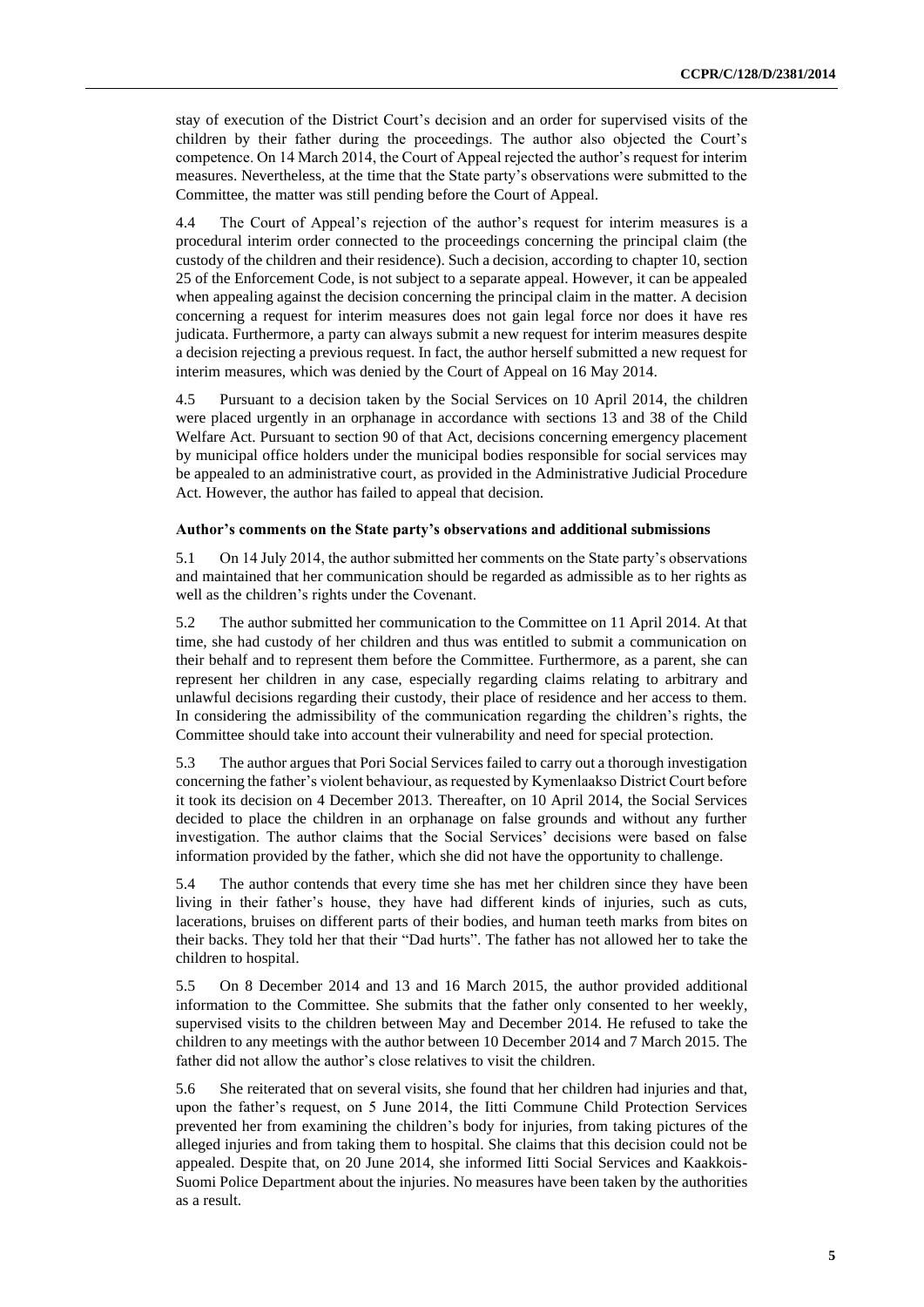stay of execution of the District Court's decision and an order for supervised visits of the children by their father during the proceedings. The author also objected the Court's competence. On 14 March 2014, the Court of Appeal rejected the author's request for interim measures. Nevertheless, at the time that the State party's observations were submitted to the Committee, the matter was still pending before the Court of Appeal.

4.4 The Court of Appeal's rejection of the author's request for interim measures is a procedural interim order connected to the proceedings concerning the principal claim (the custody of the children and their residence). Such a decision, according to chapter 10, section 25 of the Enforcement Code, is not subject to a separate appeal. However, it can be appealed when appealing against the decision concerning the principal claim in the matter. A decision concerning a request for interim measures does not gain legal force nor does it have res judicata. Furthermore, a party can always submit a new request for interim measures despite a decision rejecting a previous request. In fact, the author herself submitted a new request for interim measures, which was denied by the Court of Appeal on 16 May 2014.

4.5 Pursuant to a decision taken by the Social Services on 10 April 2014, the children were placed urgently in an orphanage in accordance with sections 13 and 38 of the Child Welfare Act. Pursuant to section 90 of that Act, decisions concerning emergency placement by municipal office holders under the municipal bodies responsible for social services may be appealed to an administrative court, as provided in the Administrative Judicial Procedure Act. However, the author has failed to appeal that decision.

### Author's comments on the State party's observations and additional submissions

5.1 On 14 July 2014, the author submitted her comments on the State party's observations and maintained that her communication should be regarded as admissible as to her rights as well as the children's rights under the Covenant.

5.2 The author submitted her communication to the Committee on 11 April 2014. At that time, she had custody of her children and thus was entitled to submit a communication on their behalf and to represent them before the Committee. Furthermore, as a parent, she can represent her children in any case, especially regarding claims relating to arbitrary and unlawful decisions regarding their custody, their place of residence and her access to them. In considering the admissibility of the communication regarding the children's rights, the Committee should take into account their vulnerability and need for special protection.

5.3 The author argues that Pori Social Services failed to carry out a thorough investigation concerning the father's violent behaviour, as requested by Kymenlaakso District Court before it took its decision on 4 December 2013. Thereafter, on 10 April 2014, the Social Services decided to place the children in an orphanage on false grounds and without any further investigation. The author claims that the Social Services' decisions were based on false information provided by the father, which she did not have the opportunity to challenge.

5.4 The author contends that every time she has met her children since they have been living in their father's house, they have had different kinds of injuries, such as cuts, lacerations, bruises on different parts of their bodies, and human teeth marks from bites on their backs. They told her that their "Dad hurts". The father has not allowed her to take the children to hospital.

5.5 On 8 December 2014 and 13 and 16 March 2015, the author provided additional information to the Committee. She submits that the father only consented to her weekly, supervised visits to the children between May and December 2014. He refused to take the children to any meetings with the author between 10 December 2014 and 7 March 2015. The father did not allow the author's close relatives to visit the children.

5.6 She reiterated that on several visits, she found that her children had injuries and that, upon the father's request, on 5 June 2014, the Iitti Commune Child Protection Services prevented her from examining the children's body for injuries, from taking pictures of the alleged injuries and from taking them to hospital. She claims that this decision could not be appealed. Despite that, on 20 June 2014, she informed Iitti Social Services and Kaakkois-Suomi Police Department about the injuries. No measures have been taken by the authorities as a result.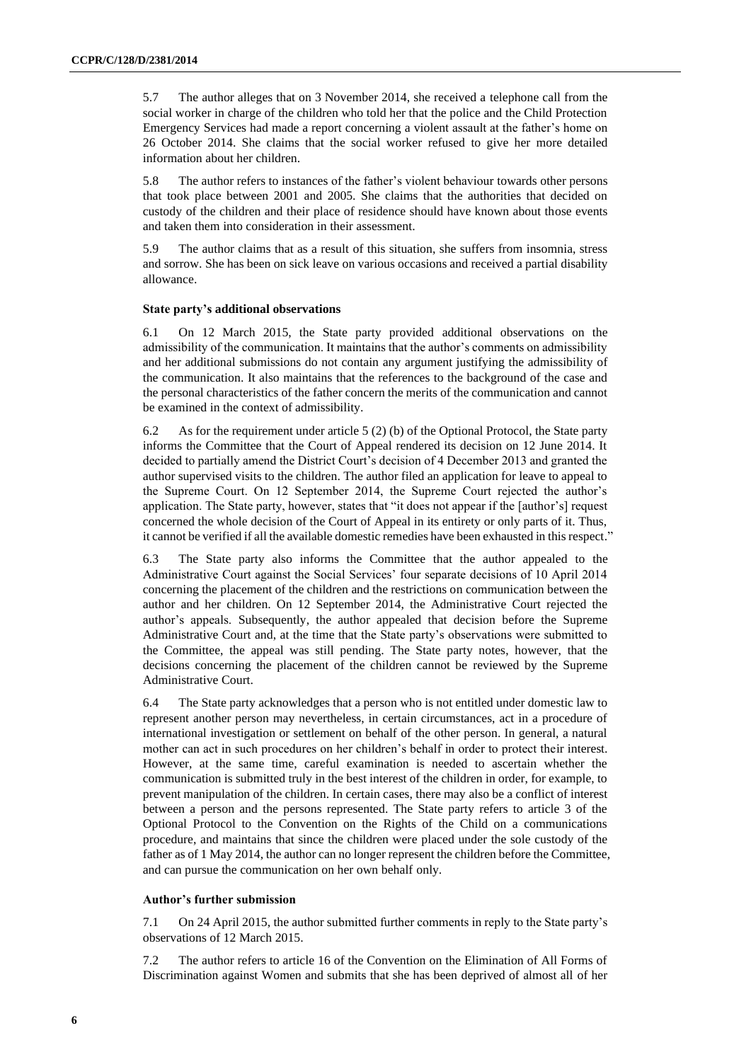5.7 The author alleges that on 3 November 2014, she received a telephone call from the social worker in charge of the children who told her that the police and the Child Protection Emergency Services had made a report concerning a violent assault at the father's home on 26 October 2014. She claims that the social worker refused to give her more detailed information about her children.

5.8 The author refers to instances of the father's violent behaviour towards other persons that took place between 2001 and 2005. She claims that the authorities that decided on custody of the children and their place of residence should have known about those events and taken them into consideration in their assessment.

5.9 The author claims that as a result of this situation, she suffers from insomnia, stress and sorrow. She has been on sick leave on various occasions and received a partial disability allowance.

**State party's additional observations**

6.1 On 12 March 2015, the State party provided additional observations on the admissibility of the communication. It maintains that the author's comments on admissibility and her additional submissions do not contain any argument justifying the admissibility of the communication. It also maintains that the references to the background of the case and the personal characteristics of the father concern the merits of the communication and cannot be examined in the context of admissibility.

6.2 As for the requirement under article 5 (2) (b) of the Optional Protocol, the State party informs the Committee that the Court of Appeal rendered its decision on 12 June 2014. It decided to partially amend the District Court's decision of 4 December 2013 and granted the author supervised visits to the children. The author filed an application for leave to appeal to the Supreme Court. On 12 September 2014, the Supreme Court rejected the author's application. The State party, however, states that "it does not appear if the [author's] request concerned the whole decision of the Court of Appeal in its entirety or only parts of it. Thus, it cannot be verified if all the available domestic remedies have been exhausted in this respect."

6.3 The State party also informs the Committee that the author appealed to the Administrative Court against the Social Services' four separate decisions of 10 April 2014 concerning the placement of the children and the restrictions on communication between the author and her children. On 12 September 2014, the Administrative Court rejected the author's appeals. Subsequently, the author appealed that decision before the Supreme Administrative Court and, at the time that the State party's observations were submitted to the Committee, the appeal was still pending. The State party notes, however, that the decisions concerning the placement of the children cannot be reviewed by the Supreme Administrative Court.

6.4 The State party acknowledges that a person who is not entitled under domestic law to represent another person may nevertheless, in certain circumstances, act in a procedure of international investigation or settlement on behalf of the other person. In general, a natural mother can act in such procedures on her children's behalf in order to protect their interest. However, at the same time, careful examination is needed to ascertain whether the communication is submitted truly in the best interest of the children in order, for example, to prevent manipulation of the children. In certain cases, there may also be a conflict of interest between a person and the persons represented. The State party refers to article 3 of the Optional Protocol to the Convention on the Rights of the Child on a communications procedure, and maintains that since the children were placed under the sole custody of the father as of 1 May 2014, the author can no longer represent the children before the Committee, and can pursue the communication on her own behalf only.

**Author's further submission**

7.1 On 24 April 2015, the author submitted further comments in reply to the State party's observations of 12 March 2015.

7.2 The author refers to article 16 of the Convention on the Elimination of All Forms of Discrimination against Women and submits that she has been deprived of almost all of her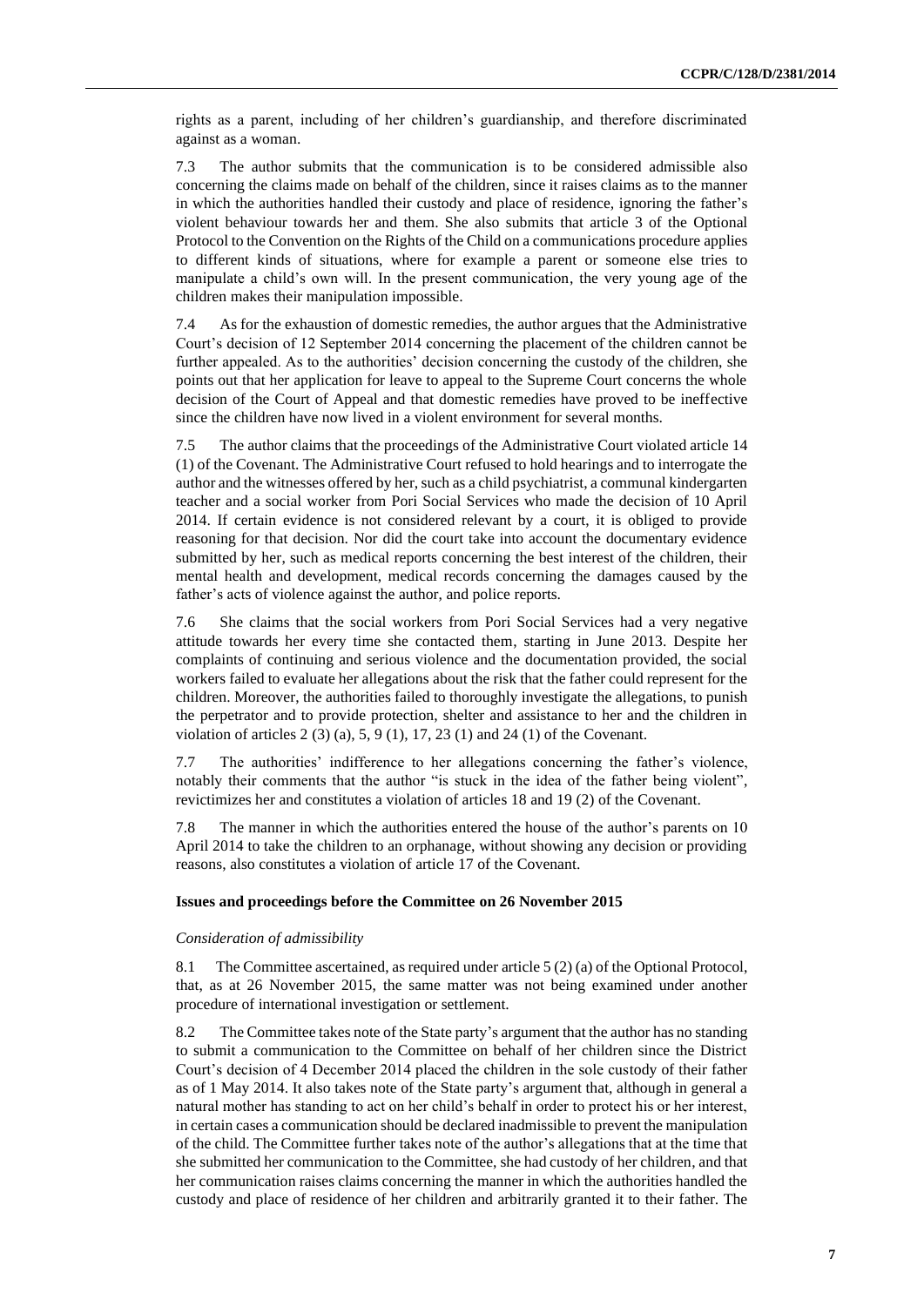rights as a parent, including of her children's guardianship, and therefore discriminated against as a woman.

7.3 The author submits that the communication is to be considered admissible also concerning the claims made on behalf of the children, since it raises claims as to the manner in which the authorities handled their custody and place of residence, ignoring the father's violent behaviour towards her and them. She also submits that article 3 of the Optional Protocol to the Convention on the Rights of the Child on a communications procedure applies to different kinds of situations, where for example a parent or someone else tries to manipulate a child's own will. In the present communication, the very young age of the children makes their manipulation impossible.

7.4 As for the exhaustion of domestic remedies, the author argues that the Administrative Court's decision of 12 September 2014 concerning the placement of the children cannot be further appealed. As to the authorities' decision concerning the custody of the children, she points out that her application for leave to appeal to the Supreme Court concerns the whole decision of the Court of Appeal and that domestic remedies have proved to be ineffective since the children have now lived in a violent environment for several months.

7.5 The author claims that the proceedings of the Administrative Court violated article 14 (1) of the Covenant. The Administrative Court refused to hold hearings and to interrogate the author and the witnesses offered by her, such as a child psychiatrist, a communal kindergarten teacher and a social worker from Pori Social Services who made the decision of 10 April 2014. If certain evidence is not considered relevant by a court, it is obliged to provide reasoning for that decision. Nor did the court take into account the documentary evidence submitted by her, such as medical reports concerning the best interest of the children, their mental health and development, medical records concerning the damages caused by the father's acts of violence against the author, and police reports.

7.6 She claims that the social workers from Pori Social Services had a very negative attitude towards her every time she contacted them, starting in June 2013. Despite her complaints of continuing and serious violence and the documentation provided, the social workers failed to evaluate her allegations about the risk that the father could represent for the children. Moreover, the authorities failed to thoroughly investigate the allegations, to punish the perpetrator and to provide protection, shelter and assistance to her and the children in violation of articles 2 (3) (a), 5, 9 (1), 17, 23 (1) and 24 (1) of the Covenant.

7.7 The authorities' indifference to her allegations concerning the father's violence, notably their comments that the author "is stuck in the idea of the father being violent", revictimizes her and constitutes a violation of articles 18 and 19 (2) of the Covenant.

7.8 The manner in which the authorities entered the house of the author's parents on 10 April 2014 to take the children to an orphanage, without showing any decision or providing reasons, also constitutes a violation of article 17 of the Covenant.

### Issues and proceedings before the Committee on 26 November 2015

*Consideration of admissibility*

8.1 The Committee ascertained, as required under article 5 (2) (a) of the Optional Protocol, that, as at 26 November 2015, the same matter was not being examined under another procedure of international investigation or settlement.

8.2 The Committee takes note of the State party's argument that the author has no standing to submit a communication to the Committee on behalf of her children since the District Court's decision of 4 December 2014 placed the children in the sole custody of their father as of 1 May 2014. It also takes note of the State party's argument that, although in general a natural mother has standing to act on her child's behalf in order to protect his or her interest, in certain cases a communication should be declared inadmissible to prevent the manipulation of the child. The Committee further takes note of the author's allegations that at the time that she submitted her communication to the Committee, she had custody of her children, and that her communication raises claims concerning the manner in which the authorities handled the custody and place of residence of her children and arbitrarily granted it to their father. The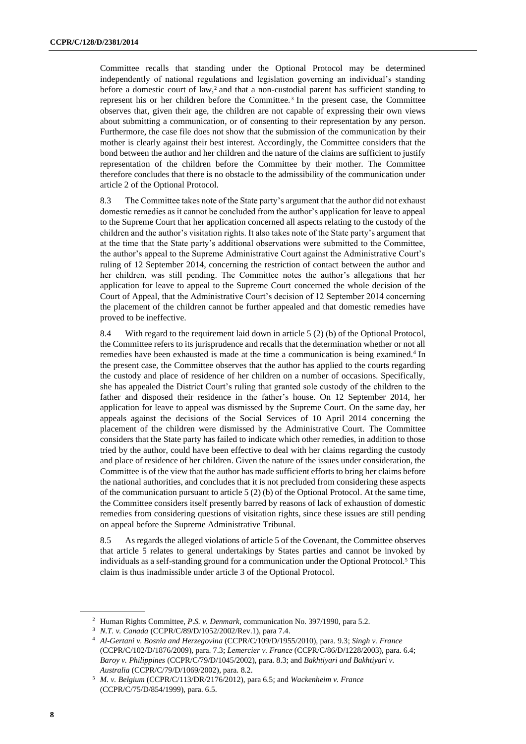Committee recalls that standing under the Optional Protocol may be determined independently of national regulations and legislation governing an individual's standing before a domestic court of law,[2] and that a non-custodial parent has sufficient standing to represent his or her children before the Committee.[3] In the present case, the Committee observes that, given their age, the children are not capable of expressing their own views about submitting a communication, or of consenting to their representation by any person. Furthermore, the case file does not show that the submission of the communication by their mother is clearly against their best interest. Accordingly, the Committee considers that the bond between the author and her children and the nature of the claims are sufficient to justify representation of the children before the Committee by their mother. The Committee therefore concludes that there is no obstacle to the admissibility of the communication under article 2 of the Optional Protocol.

8.3 The Committee takes note of the State party's argument that the author did not exhaust domestic remedies as it cannot be concluded from the author's application for leave to appeal to the Supreme Court that her application concerned all aspects relating to the custody of the children and the author's visitation rights. It also takes note of the State party's argument that at the time that the State party's additional observations were submitted to the Committee, the author's appeal to the Supreme Administrative Court against the Administrative Court's ruling of 12 September 2014, concerning the restriction of contact between the author and her children, was still pending. The Committee notes the author's allegations that her application for leave to appeal to the Supreme Court concerned the whole decision of the Court of Appeal, that the Administrative Court's decision of 12 September 2014 concerning the placement of the children cannot be further appealed and that domestic remedies have proved to be ineffective.

8.4 With regard to the requirement laid down in article 5 (2) (b) of the Optional Protocol, the Committee refers to its jurisprudence and recalls that the determination whether or not all remedies have been exhausted is made at the time a communication is being examined.[4] In the present case, the Committee observes that the author has applied to the courts regarding the custody and place of residence of her children on a number of occasions. Specifically, she has appealed the District Court's ruling that granted sole custody of the children to the father and disposed their residence in the father's house. On 12 September 2014, her application for leave to appeal was dismissed by the Supreme Court. On the same day, her appeals against the decisions of the Social Services of 10 April 2014 concerning the placement of the children were dismissed by the Administrative Court. The Committee considers that the State party has failed to indicate which other remedies, in addition to those tried by the author, could have been effective to deal with her claims regarding the custody and place of residence of her children. Given the nature of the issues under consideration, the Committee is of the view that the author has made sufficient efforts to bring her claims before the national authorities, and concludes that it is not precluded from considering these aspects of the communication pursuant to article 5 (2) (b) of the Optional Protocol. At the same time, the Committee considers itself presently barred by reasons of lack of exhaustion of domestic remedies from considering questions of visitation rights, since these issues are still pending on appeal before the Supreme Administrative Tribunal.

8.5 As regards the alleged violations of article 5 of the Covenant, the Committee observes that article 5 relates to general undertakings by States parties and cannot be invoked by individuals as a self-standing ground for a communication under the Optional Protocol.[5] This claim is thus inadmissible under article 3 of the Optional Protocol.

---

[2] Human Rights Committee, *P.S. v. Denmark*, communication No. 397/1990, para 5.2.

[3] *N.T. v. Canada* (CCPR/C/89/D/1052/2002/Rev.1), para 7.4.

[4] *Al-Gertani v. Bosnia and Herzegovina* (CCPR/C/109/D/1955/2010), para. 9.3; *Singh v. France* (CCPR/C/102/D/1876/2009), para. 7.3; *Lemercier v. France* (CCPR/C/86/D/1228/2003), para. 6.4; *Baroy v. Philippines* (CCPR/C/79/D/1045/2002), para. 8.3; and *Bakhtiyari and Bakhtiyari v. Australia* (CCPR/C/79/D/1069/2002), para. 8.2.

[5] *M. v. Belgium* (CCPR/C/113/DR/2176/2012), para 6.5; and *Wackenheim v. France* (CCPR/C/75/D/854/1999), para. 6.5.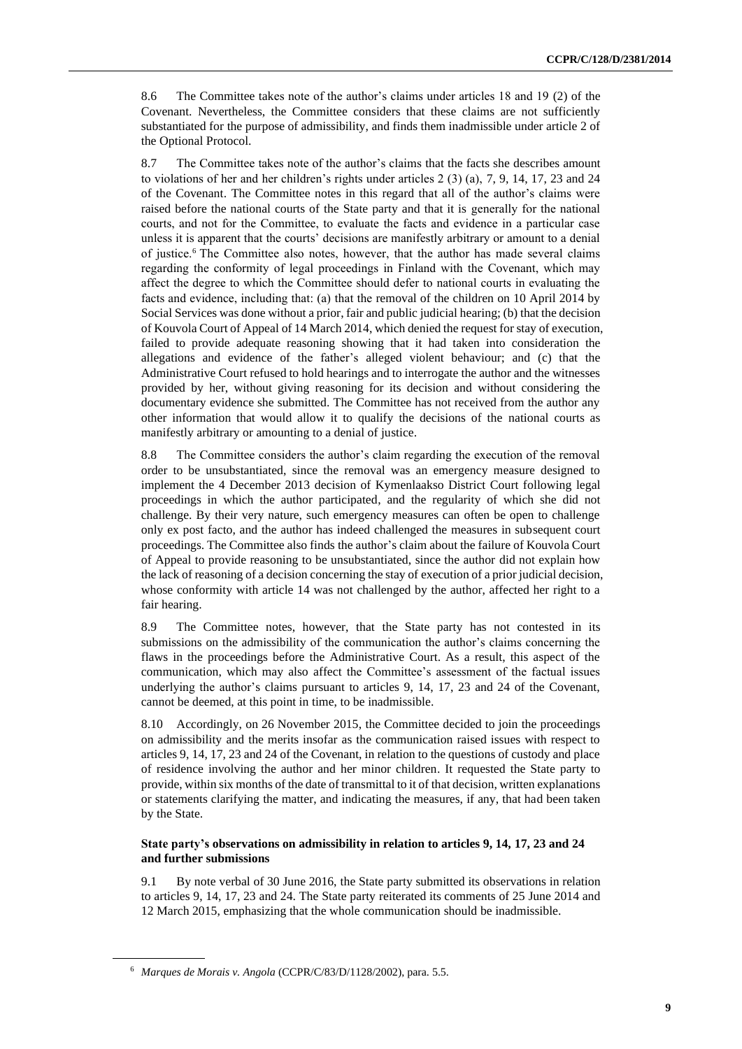8.6 The Committee takes note of the author's claims under articles 18 and 19 (2) of the Covenant. Nevertheless, the Committee considers that these claims are not sufficiently substantiated for the purpose of admissibility, and finds them inadmissible under article 2 of the Optional Protocol.

8.7 The Committee takes note of the author's claims that the facts she describes amount to violations of her and her children's rights under articles 2 (3) (a), 7, 9, 14, 17, 23 and 24 of the Covenant. The Committee notes in this regard that all of the author's claims were raised before the national courts of the State party and that it is generally for the national courts, and not for the Committee, to evaluate the facts and evidence in a particular case unless it is apparent that the courts' decisions are manifestly arbitrary or amount to a denial of justice.[6] The Committee also notes, however, that the author has made several claims regarding the conformity of legal proceedings in Finland with the Covenant, which may affect the degree to which the Committee should defer to national courts in evaluating the facts and evidence, including that: (a) that the removal of the children on 10 April 2014 by Social Services was done without a prior, fair and public judicial hearing; (b) that the decision of Kouvola Court of Appeal of 14 March 2014, which denied the request for stay of execution, failed to provide adequate reasoning showing that it had taken into consideration the allegations and evidence of the father's alleged violent behaviour; and (c) that the Administrative Court refused to hold hearings and to interrogate the author and the witnesses provided by her, without giving reasoning for its decision and without considering the documentary evidence she submitted. The Committee has not received from the author any other information that would allow it to qualify the decisions of the national courts as manifestly arbitrary or amounting to a denial of justice.

8.8 The Committee considers the author's claim regarding the execution of the removal order to be unsubstantiated, since the removal was an emergency measure designed to implement the 4 December 2013 decision of Kymenlaakso District Court following legal proceedings in which the author participated, and the regularity of which she did not challenge. By their very nature, such emergency measures can often be open to challenge only ex post facto, and the author has indeed challenged the measures in subsequent court proceedings. The Committee also finds the author's claim about the failure of Kouvola Court of Appeal to provide reasoning to be unsubstantiated, since the author did not explain how the lack of reasoning of a decision concerning the stay of execution of a prior judicial decision, whose conformity with article 14 was not challenged by the author, affected her right to a fair hearing.

8.9 The Committee notes, however, that the State party has not contested in its submissions on the admissibility of the communication the author's claims concerning the flaws in the proceedings before the Administrative Court. As a result, this aspect of the communication, which may also affect the Committee's assessment of the factual issues underlying the author's claims pursuant to articles 9, 14, 17, 23 and 24 of the Covenant, cannot be deemed, at this point in time, to be inadmissible.

8.10 Accordingly, on 26 November 2015, the Committee decided to join the proceedings on admissibility and the merits insofar as the communication raised issues with respect to articles 9, 14, 17, 23 and 24 of the Covenant, in relation to the questions of custody and place of residence involving the author and her minor children. It requested the State party to provide, within six months of the date of transmittal to it of that decision, written explanations or statements clarifying the matter, and indicating the measures, if any, that had been taken by the State.

### State party's observations on admissibility in relation to articles 9, 14, 17, 23 and 24 and further submissions

9.1 By note verbal of 30 June 2016, the State party submitted its observations in relation to articles 9, 14, 17, 23 and 24. The State party reiterated its comments of 25 June 2014 and 12 March 2015, emphasizing that the whole communication should be inadmissible.

[6] *Marques de Morais v. Angola* (CCPR/C/83/D/1128/2002), para. 5.5.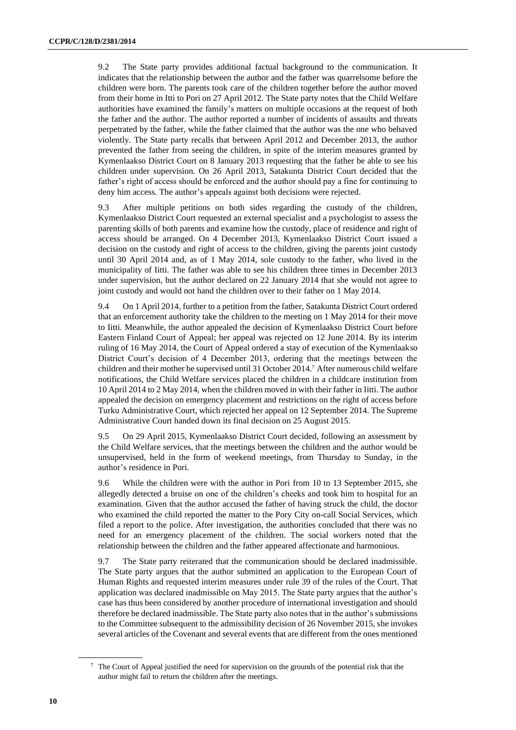9.2 The State party provides additional factual background to the communication. It indicates that the relationship between the author and the father was quarrelsome before the children were born. The parents took care of the children together before the author moved from their home in Itti to Pori on 27 April 2012. The State party notes that the Child Welfare authorities have examined the family's matters on multiple occasions at the request of both the father and the author. The author reported a number of incidents of assaults and threats perpetrated by the father, while the father claimed that the author was the one who behaved violently. The State party recalls that between April 2012 and December 2013, the author prevented the father from seeing the children, in spite of the interim measures granted by Kymenlaakso District Court on 8 January 2013 requesting that the father be able to see his children under supervision. On 26 April 2013, Satakunta District Court decided that the father's right of access should be enforced and the author should pay a fine for continuing to deny him access. The author's appeals against both decisions were rejected.

9.3 After multiple petitions on both sides regarding the custody of the children, Kymenlaakso District Court requested an external specialist and a psychologist to assess the parenting skills of both parents and examine how the custody, place of residence and right of access should be arranged. On 4 December 2013, Kymenlaakso District Court issued a decision on the custody and right of access to the children, giving the parents joint custody until 30 April 2014 and, as of 1 May 2014, sole custody to the father, who lived in the municipality of Iitti. The father was able to see his children three times in December 2013 under supervision, but the author declared on 22 January 2014 that she would not agree to joint custody and would not hand the children over to their father on 1 May 2014.

9.4 On 1 April 2014, further to a petition from the father, Satakunta District Court ordered that an enforcement authority take the children to the meeting on 1 May 2014 for their move to Iitti. Meanwhile, the author appealed the decision of Kymenlaakso District Court before Eastern Finland Court of Appeal; her appeal was rejected on 12 June 2014. By its interim ruling of 16 May 2014, the Court of Appeal ordered a stay of execution of the Kymenlaakso District Court's decision of 4 December 2013, ordering that the meetings between the children and their mother be supervised until 31 October 2014.[7] After numerous child welfare notifications, the Child Welfare services placed the children in a childcare institution from 10 April 2014 to 2 May 2014, when the children moved in with their father in Iitti. The author appealed the decision on emergency placement and restrictions on the right of access before Turku Administrative Court, which rejected her appeal on 12 September 2014. The Supreme Administrative Court handed down its final decision on 25 August 2015.

9.5 On 29 April 2015, Kymenlaakso District Court decided, following an assessment by the Child Welfare services, that the meetings between the children and the author would be unsupervised, held in the form of weekend meetings, from Thursday to Sunday, in the author's residence in Pori.

9.6 While the children were with the author in Pori from 10 to 13 September 2015, she allegedly detected a bruise on one of the children's cheeks and took him to hospital for an examination. Given that the author accused the father of having struck the child, the doctor who examined the child reported the matter to the Pory City on-call Social Services, which filed a report to the police. After investigation, the authorities concluded that there was no need for an emergency placement of the children. The social workers noted that the relationship between the children and the father appeared affectionate and harmonious.

9.7 The State party reiterated that the communication should be declared inadmissible. The State party argues that the author submitted an application to the European Court of Human Rights and requested interim measures under rule 39 of the rules of the Court. That application was declared inadmissible on May 2015. The State party argues that the author's case has thus been considered by another procedure of international investigation and should therefore be declared inadmissible. The State party also notes that in the author's submissions to the Committee subsequent to the admissibility decision of 26 November 2015, she invokes several articles of the Covenant and several events that are different from the ones mentioned

[7] The Court of Appeal justified the need for supervision on the grounds of the potential risk that the author might fail to return the children after the meetings.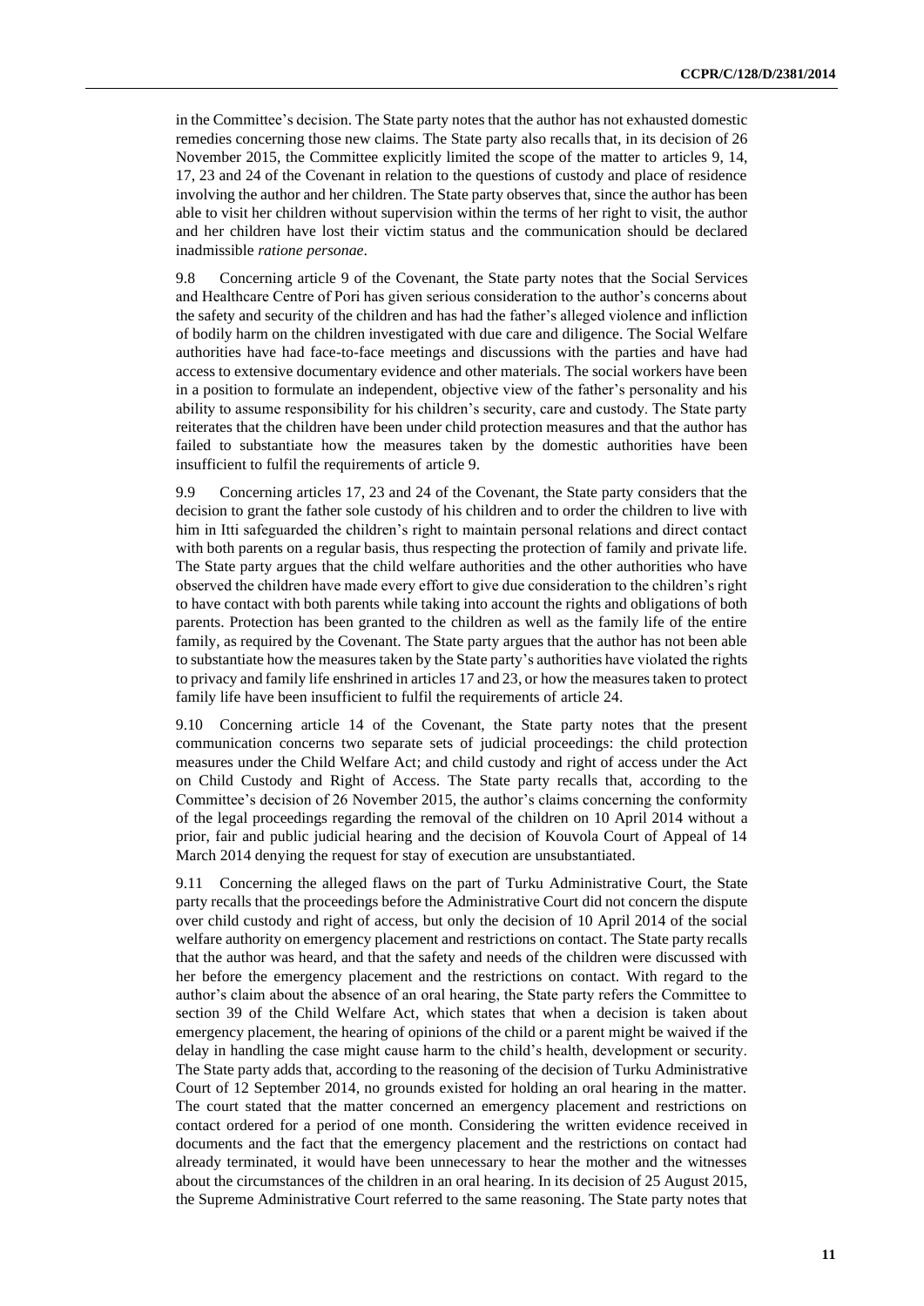in the Committee's decision. The State party notes that the author has not exhausted domestic remedies concerning those new claims. The State party also recalls that, in its decision of 26 November 2015, the Committee explicitly limited the scope of the matter to articles 9, 14, 17, 23 and 24 of the Covenant in relation to the questions of custody and place of residence involving the author and her children. The State party observes that, since the author has been able to visit her children without supervision within the terms of her right to visit, the author and her children have lost their victim status and the communication should be declared inadmissible *ratione personae*.

9.8 Concerning article 9 of the Covenant, the State party notes that the Social Services and Healthcare Centre of Pori has given serious consideration to the author's concerns about the safety and security of the children and has had the father's alleged violence and infliction of bodily harm on the children investigated with due care and diligence. The Social Welfare authorities have had face-to-face meetings and discussions with the parties and have had access to extensive documentary evidence and other materials. The social workers have been in a position to formulate an independent, objective view of the father's personality and his ability to assume responsibility for his children's security, care and custody. The State party reiterates that the children have been under child protection measures and that the author has failed to substantiate how the measures taken by the domestic authorities have been insufficient to fulfil the requirements of article 9.

9.9 Concerning articles 17, 23 and 24 of the Covenant, the State party considers that the decision to grant the father sole custody of his children and to order the children to live with him in Itti safeguarded the children's right to maintain personal relations and direct contact with both parents on a regular basis, thus respecting the protection of family and private life. The State party argues that the child welfare authorities and the other authorities who have observed the children have made every effort to give due consideration to the children's right to have contact with both parents while taking into account the rights and obligations of both parents. Protection has been granted to the children as well as the family life of the entire family, as required by the Covenant. The State party argues that the author has not been able to substantiate how the measures taken by the State party's authorities have violated the rights to privacy and family life enshrined in articles 17 and 23, or how the measures taken to protect family life have been insufficient to fulfil the requirements of article 24.

9.10 Concerning article 14 of the Covenant, the State party notes that the present communication concerns two separate sets of judicial proceedings: the child protection measures under the Child Welfare Act; and child custody and right of access under the Act on Child Custody and Right of Access. The State party recalls that, according to the Committee's decision of 26 November 2015, the author's claims concerning the conformity of the legal proceedings regarding the removal of the children on 10 April 2014 without a prior, fair and public judicial hearing and the decision of Kouvola Court of Appeal of 14 March 2014 denying the request for stay of execution are unsubstantiated.

9.11 Concerning the alleged flaws on the part of Turku Administrative Court, the State party recalls that the proceedings before the Administrative Court did not concern the dispute over child custody and right of access, but only the decision of 10 April 2014 of the social welfare authority on emergency placement and restrictions on contact. The State party recalls that the author was heard, and that the safety and needs of the children were discussed with her before the emergency placement and the restrictions on contact. With regard to the author's claim about the absence of an oral hearing, the State party refers the Committee to section 39 of the Child Welfare Act, which states that when a decision is taken about emergency placement, the hearing of opinions of the child or a parent might be waived if the delay in handling the case might cause harm to the child's health, development or security. The State party adds that, according to the reasoning of the decision of Turku Administrative Court of 12 September 2014, no grounds existed for holding an oral hearing in the matter. The court stated that the matter concerned an emergency placement and restrictions on contact ordered for a period of one month. Considering the written evidence received in documents and the fact that the emergency placement and the restrictions on contact had already terminated, it would have been unnecessary to hear the mother and the witnesses about the circumstances of the children in an oral hearing. In its decision of 25 August 2015, the Supreme Administrative Court referred to the same reasoning. The State party notes that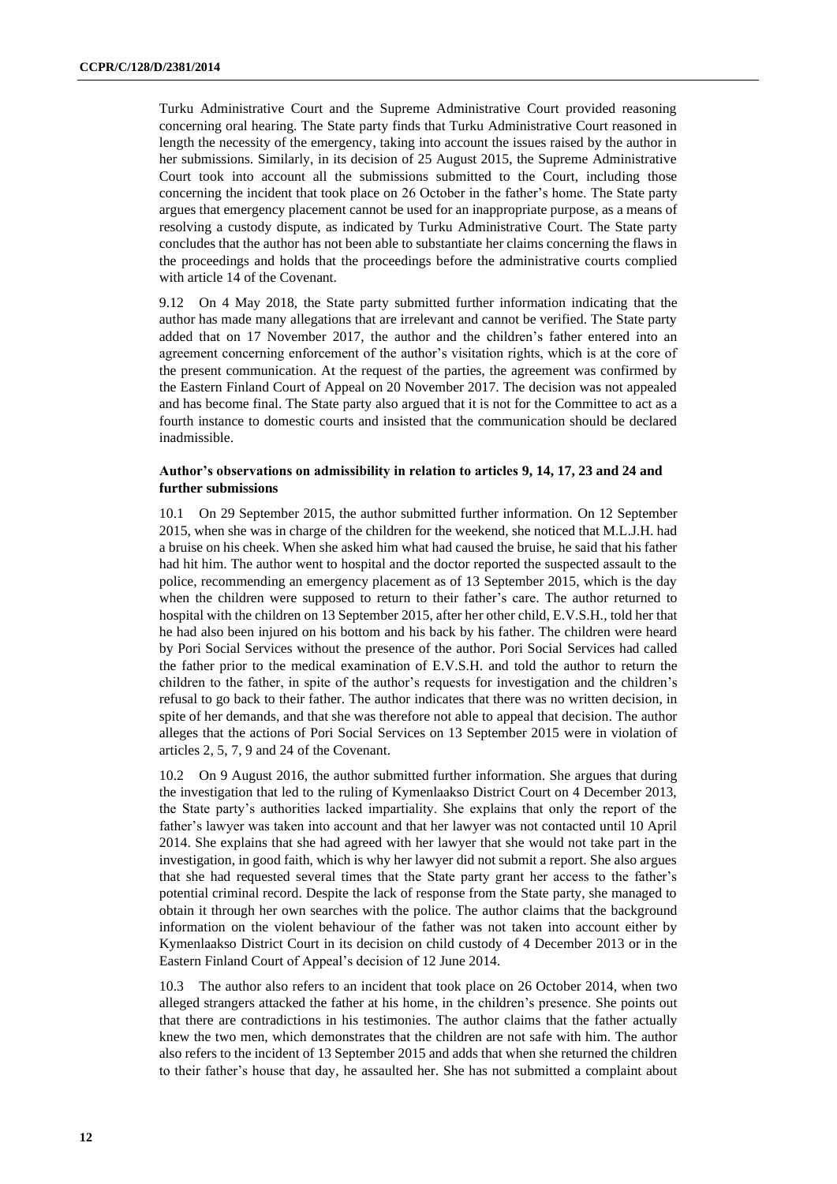Turku Administrative Court and the Supreme Administrative Court provided reasoning concerning oral hearing. The State party finds that Turku Administrative Court reasoned in length the necessity of the emergency, taking into account the issues raised by the author in her submissions. Similarly, in its decision of 25 August 2015, the Supreme Administrative Court took into account all the submissions submitted to the Court, including those concerning the incident that took place on 26 October in the father's home. The State party argues that emergency placement cannot be used for an inappropriate purpose, as a means of resolving a custody dispute, as indicated by Turku Administrative Court. The State party concludes that the author has not been able to substantiate her claims concerning the flaws in the proceedings and holds that the proceedings before the administrative courts complied with article 14 of the Covenant.

9.12 On 4 May 2018, the State party submitted further information indicating that the author has made many allegations that are irrelevant and cannot be verified. The State party added that on 17 November 2017, the author and the children's father entered into an agreement concerning enforcement of the author's visitation rights, which is at the core of the present communication. At the request of the parties, the agreement was confirmed by the Eastern Finland Court of Appeal on 20 November 2017. The decision was not appealed and has become final. The State party also argued that it is not for the Committee to act as a fourth instance to domestic courts and insisted that the communication should be declared inadmissible.

### Author's observations on admissibility in relation to articles 9, 14, 17, 23 and 24 and further submissions

10.1 On 29 September 2015, the author submitted further information. On 12 September 2015, when she was in charge of the children for the weekend, she noticed that M.L.J.H. had a bruise on his cheek. When she asked him what had caused the bruise, he said that his father had hit him. The author went to hospital and the doctor reported the suspected assault to the police, recommending an emergency placement as of 13 September 2015, which is the day when the children were supposed to return to their father's care. The author returned to hospital with the children on 13 September 2015, after her other child, E.V.S.H., told her that he had also been injured on his bottom and his back by his father. The children were heard by Pori Social Services without the presence of the author. Pori Social Services had called the father prior to the medical examination of E.V.S.H. and told the author to return the children to the father, in spite of the author's requests for investigation and the children's refusal to go back to their father. The author indicates that there was no written decision, in spite of her demands, and that she was therefore not able to appeal that decision. The author alleges that the actions of Pori Social Services on 13 September 2015 were in violation of articles 2, 5, 7, 9 and 24 of the Covenant.

10.2 On 9 August 2016, the author submitted further information. She argues that during the investigation that led to the ruling of Kymenlaakso District Court on 4 December 2013, the State party's authorities lacked impartiality. She explains that only the report of the father's lawyer was taken into account and that her lawyer was not contacted until 10 April 2014. She explains that she had agreed with her lawyer that she would not take part in the investigation, in good faith, which is why her lawyer did not submit a report. She also argues that she had requested several times that the State party grant her access to the father's potential criminal record. Despite the lack of response from the State party, she managed to obtain it through her own searches with the police. The author claims that the background information on the violent behaviour of the father was not taken into account either by Kymenlaakso District Court in its decision on child custody of 4 December 2013 or in the Eastern Finland Court of Appeal's decision of 12 June 2014.

10.3 The author also refers to an incident that took place on 26 October 2014, when two alleged strangers attacked the father at his home, in the children's presence. She points out that there are contradictions in his testimonies. The author claims that the father actually knew the two men, which demonstrates that the children are not safe with him. The author also refers to the incident of 13 September 2015 and adds that when she returned the children to their father's house that day, he assaulted her. She has not submitted a complaint about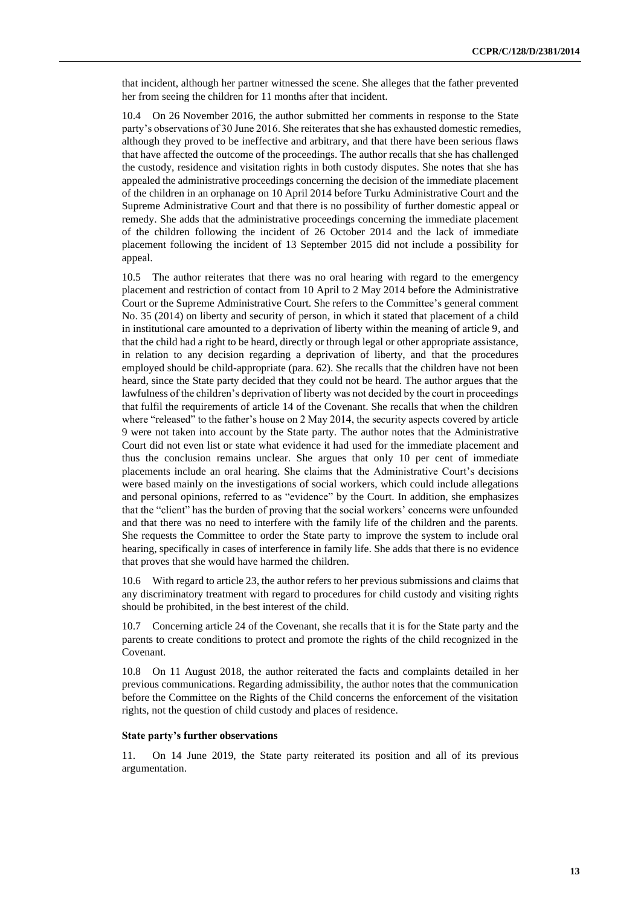that incident, although her partner witnessed the scene. She alleges that the father prevented her from seeing the children for 11 months after that incident.

10.4 On 26 November 2016, the author submitted her comments in response to the State party's observations of 30 June 2016. She reiterates that she has exhausted domestic remedies, although they proved to be ineffective and arbitrary, and that there have been serious flaws that have affected the outcome of the proceedings. The author recalls that she has challenged the custody, residence and visitation rights in both custody disputes. She notes that she has appealed the administrative proceedings concerning the decision of the immediate placement of the children in an orphanage on 10 April 2014 before Turku Administrative Court and the Supreme Administrative Court and that there is no possibility of further domestic appeal or remedy. She adds that the administrative proceedings concerning the immediate placement of the children following the incident of 26 October 2014 and the lack of immediate placement following the incident of 13 September 2015 did not include a possibility for appeal.

10.5 The author reiterates that there was no oral hearing with regard to the emergency placement and restriction of contact from 10 April to 2 May 2014 before the Administrative Court or the Supreme Administrative Court. She refers to the Committee's general comment No. 35 (2014) on liberty and security of person, in which it stated that placement of a child in institutional care amounted to a deprivation of liberty within the meaning of article 9, and that the child had a right to be heard, directly or through legal or other appropriate assistance, in relation to any decision regarding a deprivation of liberty, and that the procedures employed should be child-appropriate (para. 62). She recalls that the children have not been heard, since the State party decided that they could not be heard. The author argues that the lawfulness of the children's deprivation of liberty was not decided by the court in proceedings that fulfil the requirements of article 14 of the Covenant. She recalls that when the children where "released" to the father's house on 2 May 2014, the security aspects covered by article 9 were not taken into account by the State party. The author notes that the Administrative Court did not even list or state what evidence it had used for the immediate placement and thus the conclusion remains unclear. She argues that only 10 per cent of immediate placements include an oral hearing. She claims that the Administrative Court's decisions were based mainly on the investigations of social workers, which could include allegations and personal opinions, referred to as "evidence" by the Court. In addition, she emphasizes that the "client" has the burden of proving that the social workers' concerns were unfounded and that there was no need to interfere with the family life of the children and the parents. She requests the Committee to order the State party to improve the system to include oral hearing, specifically in cases of interference in family life. She adds that there is no evidence that proves that she would have harmed the children.

10.6 With regard to article 23, the author refers to her previous submissions and claims that any discriminatory treatment with regard to procedures for child custody and visiting rights should be prohibited, in the best interest of the child.

10.7 Concerning article 24 of the Covenant, she recalls that it is for the State party and the parents to create conditions to protect and promote the rights of the child recognized in the Covenant.

10.8 On 11 August 2018, the author reiterated the facts and complaints detailed in her previous communications. Regarding admissibility, the author notes that the communication before the Committee on the Rights of the Child concerns the enforcement of the visitation rights, not the question of child custody and places of residence.

**State party's further observations**

11. On 14 June 2019, the State party reiterated its position and all of its previous argumentation.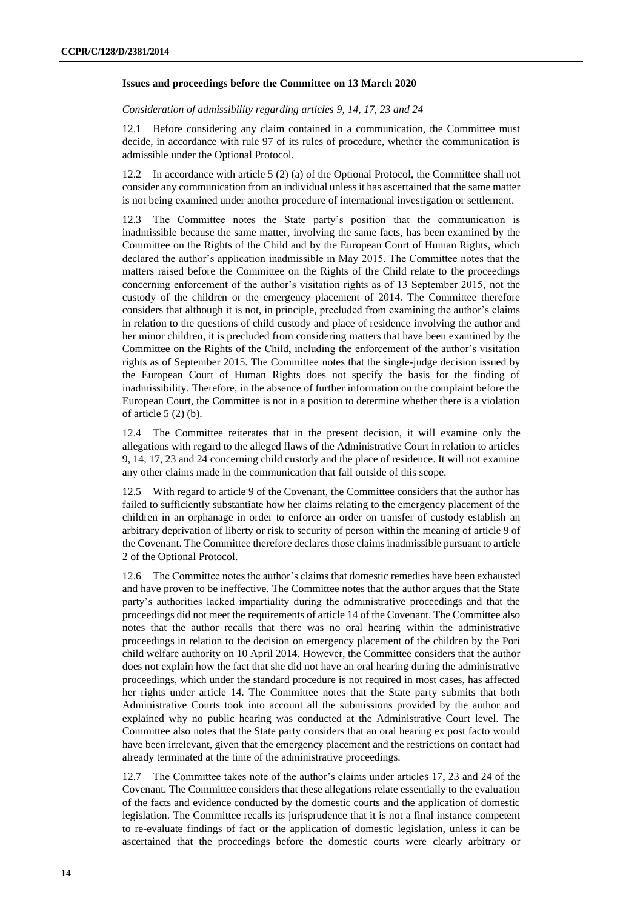### Issues and proceedings before the Committee on 13 March 2020

*Consideration of admissibility regarding articles 9, 14, 17, 23 and 24*

12.1 Before considering any claim contained in a communication, the Committee must decide, in accordance with rule 97 of its rules of procedure, whether the communication is admissible under the Optional Protocol.

12.2 In accordance with article 5 (2) (a) of the Optional Protocol, the Committee shall not consider any communication from an individual unless it has ascertained that the same matter is not being examined under another procedure of international investigation or settlement.

12.3 The Committee notes the State party's position that the communication is inadmissible because the same matter, involving the same facts, has been examined by the Committee on the Rights of the Child and by the European Court of Human Rights, which declared the author's application inadmissible in May 2015. The Committee notes that the matters raised before the Committee on the Rights of the Child relate to the proceedings concerning enforcement of the author's visitation rights as of 13 September 2015, not the custody of the children or the emergency placement of 2014. The Committee therefore considers that although it is not, in principle, precluded from examining the author's claims in relation to the questions of child custody and place of residence involving the author and her minor children, it is precluded from considering matters that have been examined by the Committee on the Rights of the Child, including the enforcement of the author's visitation rights as of September 2015. The Committee notes that the single-judge decision issued by the European Court of Human Rights does not specify the basis for the finding of inadmissibility. Therefore, in the absence of further information on the complaint before the European Court, the Committee is not in a position to determine whether there is a violation of article 5 (2) (b).

12.4 The Committee reiterates that in the present decision, it will examine only the allegations with regard to the alleged flaws of the Administrative Court in relation to articles 9, 14, 17, 23 and 24 concerning child custody and the place of residence. It will not examine any other claims made in the communication that fall outside of this scope.

12.5 With regard to article 9 of the Covenant, the Committee considers that the author has failed to sufficiently substantiate how her claims relating to the emergency placement of the children in an orphanage in order to enforce an order on transfer of custody establish an arbitrary deprivation of liberty or risk to security of person within the meaning of article 9 of the Covenant. The Committee therefore declares those claims inadmissible pursuant to article 2 of the Optional Protocol.

12.6 The Committee notes the author's claims that domestic remedies have been exhausted and have proven to be ineffective. The Committee notes that the author argues that the State party's authorities lacked impartiality during the administrative proceedings and that the proceedings did not meet the requirements of article 14 of the Covenant. The Committee also notes that the author recalls that there was no oral hearing within the administrative proceedings in relation to the decision on emergency placement of the children by the Pori child welfare authority on 10 April 2014. However, the Committee considers that the author does not explain how the fact that she did not have an oral hearing during the administrative proceedings, which under the standard procedure is not required in most cases, has affected her rights under article 14. The Committee notes that the State party submits that both Administrative Courts took into account all the submissions provided by the author and explained why no public hearing was conducted at the Administrative Court level. The Committee also notes that the State party considers that an oral hearing ex post facto would have been irrelevant, given that the emergency placement and the restrictions on contact had already terminated at the time of the administrative proceedings.

12.7 The Committee takes note of the author's claims under articles 17, 23 and 24 of the Covenant. The Committee considers that these allegations relate essentially to the evaluation of the facts and evidence conducted by the domestic courts and the application of domestic legislation. The Committee recalls its jurisprudence that it is not a final instance competent to re-evaluate findings of fact or the application of domestic legislation, unless it can be ascertained that the proceedings before the domestic courts were clearly arbitrary or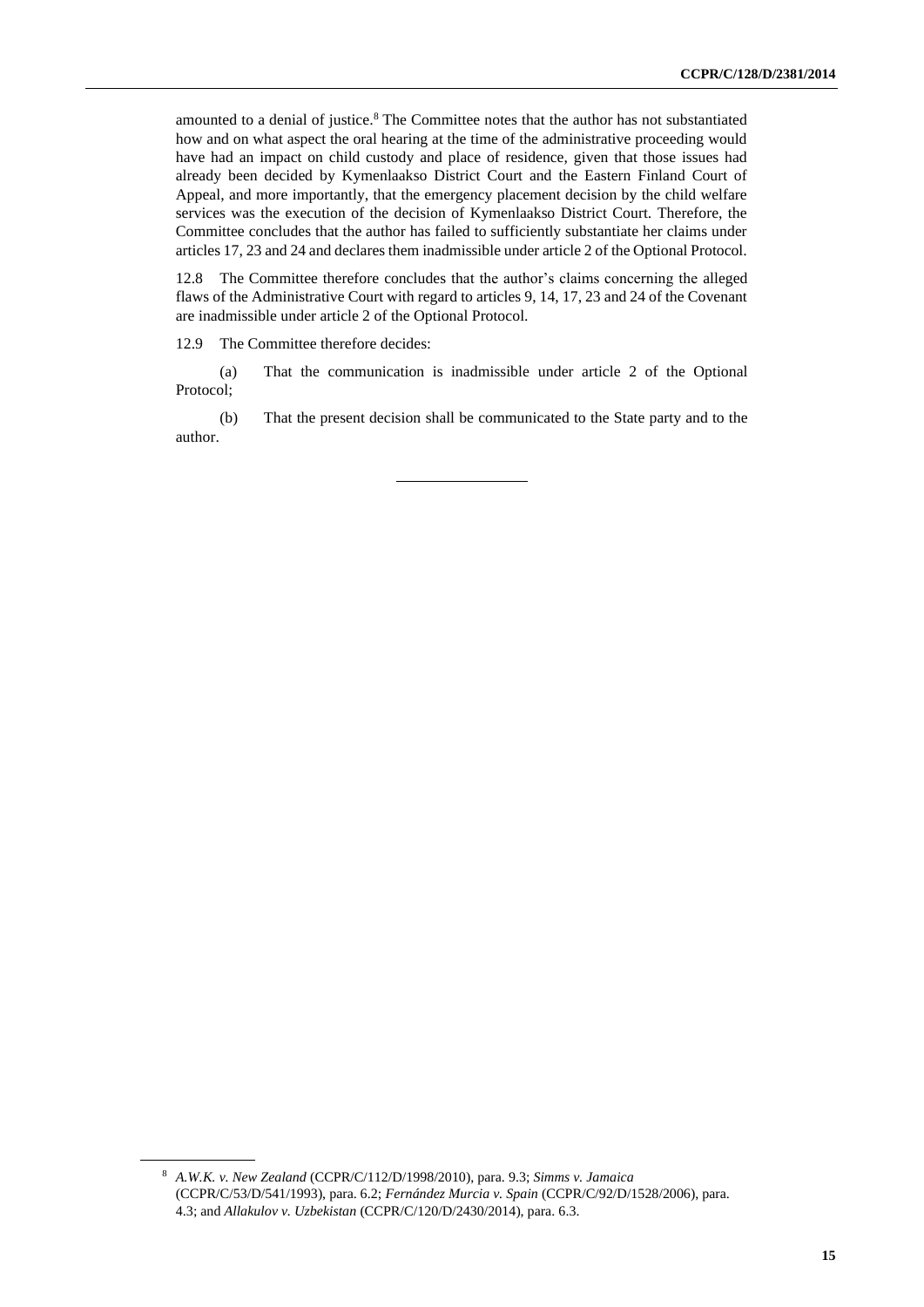amounted to a denial of justice.[8] The Committee notes that the author has not substantiated how and on what aspect the oral hearing at the time of the administrative proceeding would have had an impact on child custody and place of residence, given that those issues had already been decided by Kymenlaakso District Court and the Eastern Finland Court of Appeal, and more importantly, that the emergency placement decision by the child welfare services was the execution of the decision of Kymenlaakso District Court. Therefore, the Committee concludes that the author has failed to sufficiently substantiate her claims under articles 17, 23 and 24 and declares them inadmissible under article 2 of the Optional Protocol.

12.8 The Committee therefore concludes that the author's claims concerning the alleged flaws of the Administrative Court with regard to articles 9, 14, 17, 23 and 24 of the Covenant are inadmissible under article 2 of the Optional Protocol.

12.9 The Committee therefore decides:

(a) That the communication is inadmissible under article 2 of the Optional Protocol;

(b) That the present decision shall be communicated to the State party and to the author.

---

[8] *A.W.K. v. New Zealand* (CCPR/C/112/D/1998/2010), para. 9.3; *Simms v. Jamaica* (CCPR/C/53/D/541/1993), para. 6.2; *Fernández Murcia v. Spain* (CCPR/C/92/D/1528/2006), para. 4.3; and *Allakulov v. Uzbekistan* (CCPR/C/120/D/2430/2014), para. 6.3.